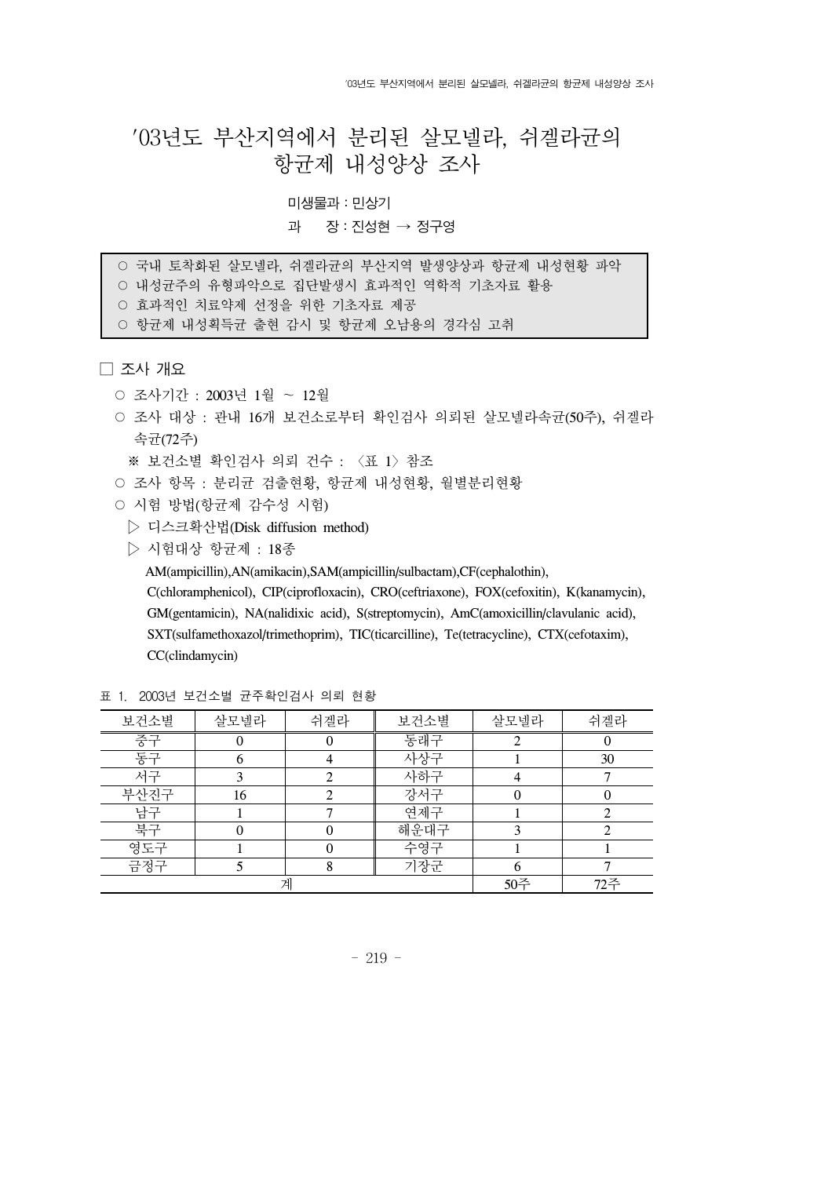# '03년도 부산지역에서 분리된 살모넬라, 쉬겔라균의 항균제 내성양상 조사

미생물과 : 민상기

과　　장 : 진성현 → 정구영

> ○ 국내 토착화된 살모넬라, 쉬겔라균의 부산지역 발생양상과 항균제 내성현황 파악
> ○ 내성균주의 유형파악으로 집단발생시 효과적인 역학적 기초자료 활용
> ○ 효과적인 치료약제 선정을 위한 기초자료 제공
> ○ 항균제 내성획득균 출현 감시 및 항균제 오남용의 경각심 고취

## □ 조사 개요

- ○ 조사기간 : 2003년 1월 ~ 12월
- ○ 조사 대상 : 관내 16개 보건소로부터 확인검사 의뢰된 살모넬라속균(50주), 쉬겔라속균(72주)
  - ※ 보건소별 확인검사 의뢰 건수 : 〈표 1〉 참조
- ○ 조사 항목 : 분리균 검출현황, 항균제 내성현황, 월별분리현황
- ○ 시험 방법(항균제 감수성 시험)
  - ▷ 디스크확산법(Disk diffusion method)
  - ▷ 시험대상 항균제 : 18종

    AM(ampicillin),AN(amikacin),SAM(ampicillin/sulbactam),CF(cephalothin), C(chloramphenicol), CIP(ciprofloxacin), CRO(ceftriaxone), FOX(cefoxitin), K(kanamycin), GM(gentamicin), NA(nalidixic acid), S(streptomycin), AmC(amoxicillin/clavulanic acid), SXT(sulfamethoxazol/trimethoprim), TIC(ticarcilline), Te(tetracycline), CTX(cefotaxim), CC(clindamycin)

표 1. 2003년 보건소별 균주확인검사 의뢰 현황

| 보건소별 | 살모넬라 | 쉬겔라 | 보건소별 | 살모넬라 | 쉬겔라 |
|---|---|---|---|---|---|
| 중구 | 0 | 0 | 동래구 | 2 | 0 |
| 동구 | 6 | 4 | 사상구 | 1 | 30 |
| 서구 | 3 | 2 | 사하구 | 4 | 7 |
| 부산진구 | 16 | 2 | 강서구 | 0 | 0 |
| 남구 | 1 | 7 | 연제구 | 1 | 2 |
| 북구 | 0 | 0 | 해운대구 | 3 | 2 |
| 영도구 | 1 | 0 | 수영구 | 1 | 1 |
| 금정구 | 5 | 8 | 기장군 | 6 | 7 |
| 계 | | | | 50주 | 72주 |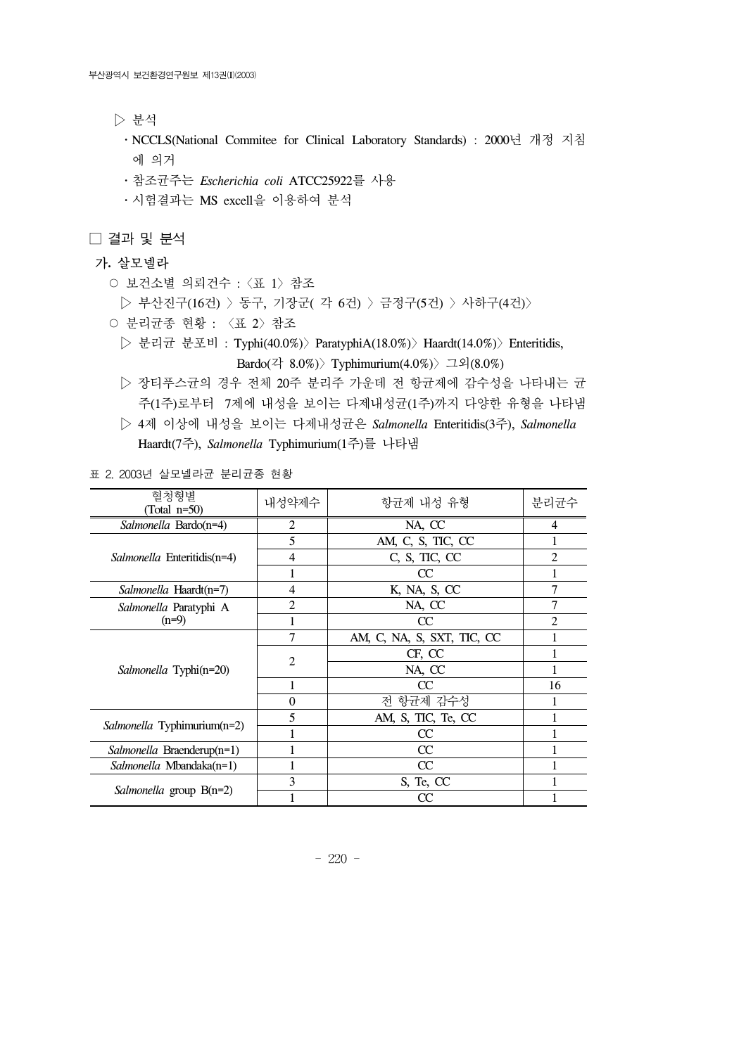▷ 분석

- NCCLS(National Commitee for Clinical Laboratory Standards) : 2000년 개정 지침에 의거
- 참조균주는 *Escherichia coli* ATCC25922를 사용
- 시험결과는 MS excell을 이용하여 분석

## □ 결과 및 분석

### 가. 살모넬라

○ 보건소별 의뢰건수 : 〈표 1〉 참조

▷ 부산진구(16건) 〉 동구, 기장군( 각 6건) 〉 금정구(5건) 〉 사하구(4건)〉

○ 분리균종 현황 : 〈표 2〉 참조

▷ 분리균 분포비 : Typhi(40.0%)〉 ParatyphiA(18.0%)〉 Haardt(14.0%)〉 Enteritidis, Bardo(각 8.0%)〉 Typhimurium(4.0%)〉 그외(8.0%)

▷ 장티푸스균의 경우 전체 20주 분리주 가운데 전 항균제에 감수성을 나타내는 균주(1주)로부터 7제에 내성을 보이는 다제내성균(1주)까지 다양한 유형을 나타냄

▷ 4제 이상에 내성을 보이는 다제내성균은 *Salmonella* Enteritidis(3주), *Salmonella* Haardt(7주), *Salmonella* Typhimurium(1주)를 나타냄

표 2. 2003년 살모넬라균 분리균종 현황

| 혈청형별 (Total n=50) | 내성약제수 | 항균제 내성 유형 | 분리균수 |
|---|---|---|---|
| *Salmonella* Bardo(n=4) | 2 | NA, CC | 4 |
| *Salmonella* Enteritidis(n=4) | 5 | AM, C, S, TIC, CC | 1 |
| | 4 | C, S, TIC, CC | 2 |
| | 1 | CC | 1 |
| *Salmonella* Haardt(n=7) | 4 | K, NA, S, CC | 7 |
| *Salmonella* Paratyphi A (n=9) | 2 | NA, CC | 7 |
| | 1 | CC | 2 |
| *Salmonella* Typhi(n=20) | 7 | AM, C, NA, S, SXT, TIC, CC | 1 |
| | 2 | CF, CC | 1 |
| | | NA, CC | 1 |
| | 1 | CC | 16 |
| | 0 | 전 항균제 감수성 | 1 |
| *Salmonella* Typhimurium(n=2) | 5 | AM, S, TIC, Te, CC | 1 |
| | 1 | CC | 1 |
| *Salmonella* Braenderup(n=1) | 1 | CC | 1 |
| *Salmonella* Mbandaka(n=1) | 1 | CC | 1 |
| *Salmonella* group B(n=2) | 3 | S, Te, CC | 1 |
| | 1 | CC | 1 |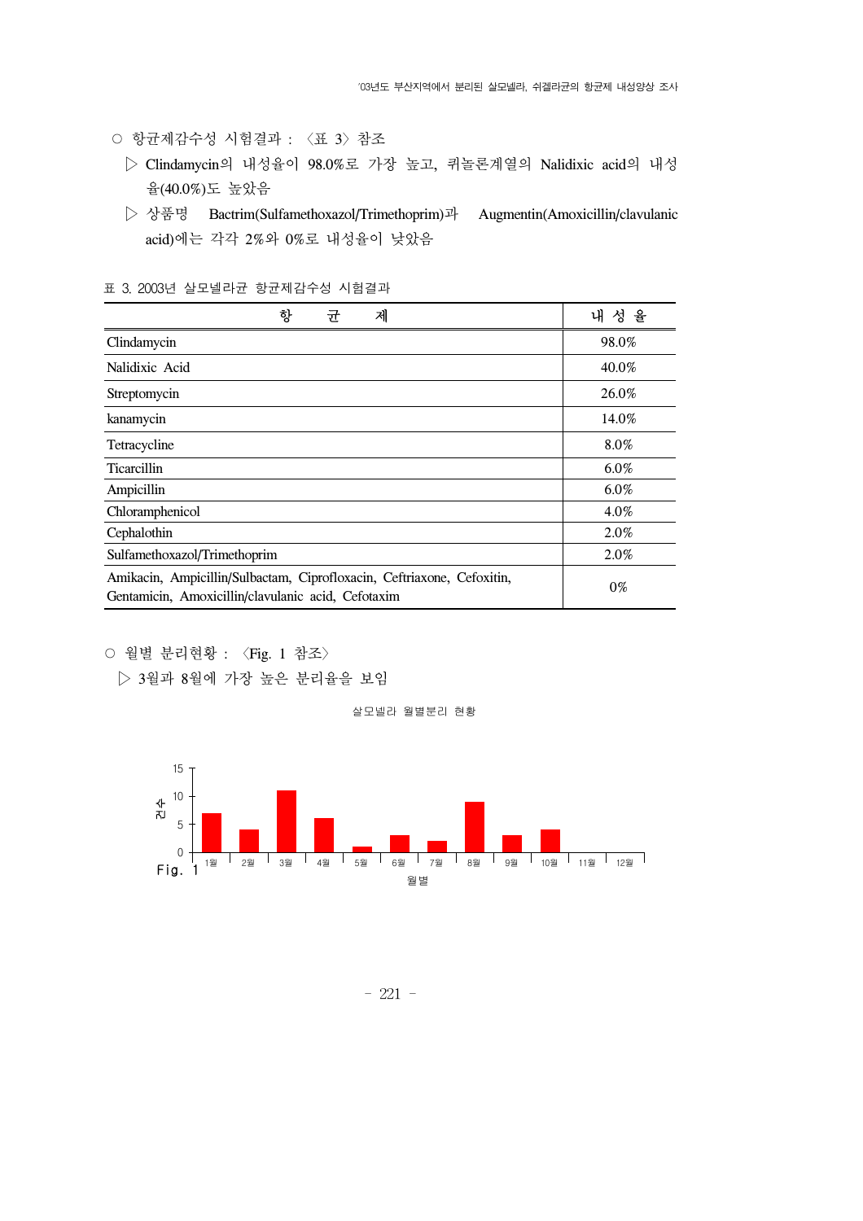○ 항균제감수성 시험결과 : 〈표 3〉 참조

▷ Clindamycin의 내성율이 98.0%로 가장 높고, 퀴놀론계열의 Nalidixic acid의 내성율(40.0%)도 높았음

▷ 상품명 Bactrim(Sulfamethoxazol/Trimethoprim)과 Augmentin(Amoxicillin/clavulanic acid)에는 각각 2%와 0%로 내성율이 낮았음

표 3. 2003년 살모넬라균 항균제감수성 시험결과

| 항 균 제 | 내 성 율 |
|---|---|
| Clindamycin | 98.0% |
| Nalidixic Acid | 40.0% |
| Streptomycin | 26.0% |
| kanamycin | 14.0% |
| Tetracycline | 8.0% |
| Ticarcillin | 6.0% |
| Ampicillin | 6.0% |
| Chloramphenicol | 4.0% |
| Cephalothin | 2.0% |
| Sulfamethoxazol/Trimethoprim | 2.0% |
| Amikacin, Ampicillin/Sulbactam, Ciprofloxacin, Ceftriaxone, Cefoxitin, Gentamicin, Amoxicillin/clavulanic acid, Cefotaxim | 0% |

○ 월별 분리현황 : 〈Fig. 1 참조〉

▷ 3월과 8월에 가장 높은 분리율을 보임

살모넬라 월별분리 현황

Fig. 1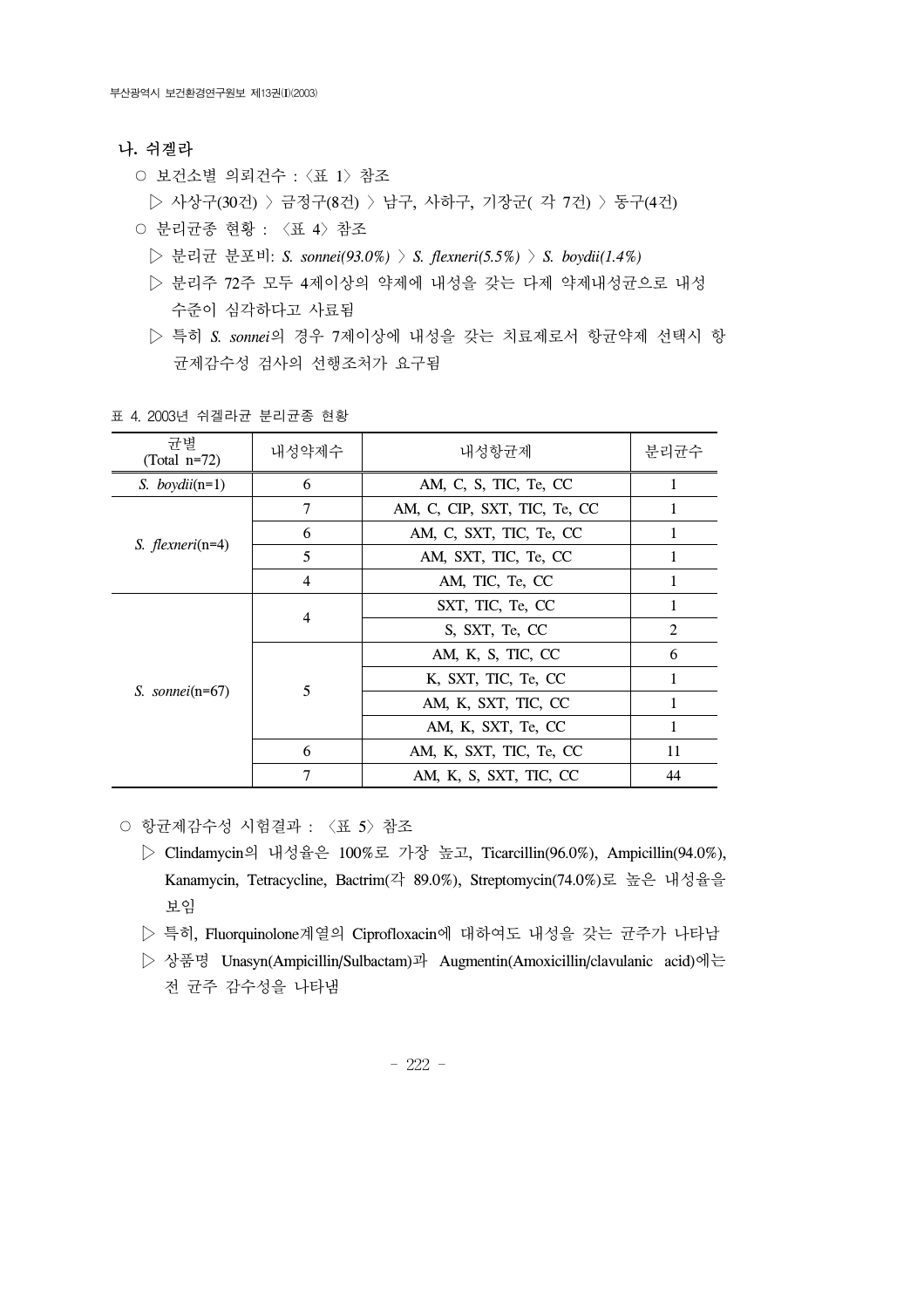## 나. 쉬겔라

○ 보건소별 의뢰건수 : 〈표 1〉 참조

▷ 사상구(30건) 〉 금정구(8건) 〉 남구, 사하구, 기장군( 각 7건) 〉 동구(4건)

○ 분리균종 현황 : 〈표 4〉 참조

▷ 분리균 분포비: *S. sonnei(93.0%)* 〉 *S. flexneri(5.5%)* 〉 *S. boydii(1.4%)*

▷ 분리주 72주 모두 4제이상의 약제에 내성을 갖는 다제 약제내성균으로 내성 수준이 심각하다고 사료됨

▷ 특히 *S. sonnei*의 경우 7제이상에 내성을 갖는 치료제로서 항균약제 선택시 항균제감수성 검사의 선행조처가 요구됨

표 4. 2003년 쉬겔라균 분리균종 현황

| 균별 (Total n=72) | 내성약제수 | 내성항균제 | 분리균수 |
|---|---|---|---|
| *S. boydii*(n=1) | 6 | AM, C, S, TIC, Te, CC | 1 |
| *S. flexneri*(n=4) | 7 | AM, C, CIP, SXT, TIC, Te, CC | 1 |
| | 6 | AM, C, SXT, TIC, Te, CC | 1 |
| | 5 | AM, SXT, TIC, Te, CC | 1 |
| | 4 | AM, TIC, Te, CC | 1 |
| *S. sonnei*(n=67) | 4 | SXT, TIC, Te, CC | 1 |
| | | S, SXT, Te, CC | 2 |
| | 5 | AM, K, S, TIC, CC | 6 |
| | | K, SXT, TIC, Te, CC | 1 |
| | | AM, K, SXT, TIC, CC | 1 |
| | | AM, K, SXT, Te, CC | 1 |
| | 6 | AM, K, SXT, TIC, Te, CC | 11 |
| | 7 | AM, K, S, SXT, TIC, CC | 44 |

○ 항균제감수성 시험결과 : 〈표 5〉 참조

▷ Clindamycin의 내성율은 100%로 가장 높고, Ticarcillin(96.0%), Ampicillin(94.0%), Kanamycin, Tetracycline, Bactrim(각 89.0%), Streptomycin(74.0%)로 높은 내성율을 보임

▷ 특히, Fluorquinolone계열의 Ciprofloxacin에 대하여도 내성을 갖는 균주가 나타남

▷ 상품명 Unasyn(Ampicillin/Sulbactam)과 Augmentin(Amoxicillin/clavulanic acid)에는 전 균주 감수성을 나타냄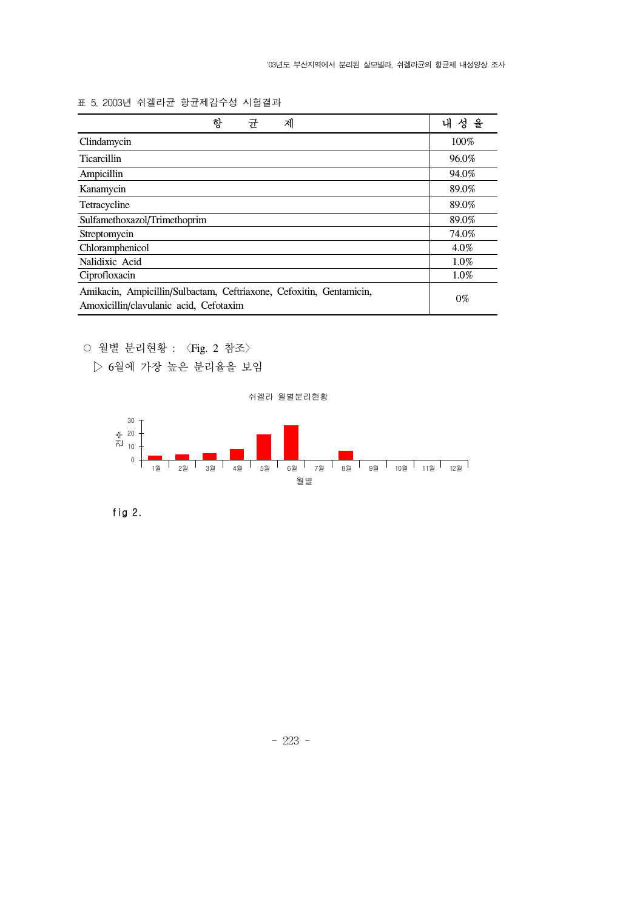표 5. 2003년 쉬겔라균 항균제감수성 시험결과

| 항　　균　　제 | 내 성 율 |
|---|---|
| Clindamycin | 100% |
| Ticarcillin | 96.0% |
| Ampicillin | 94.0% |
| Kanamycin | 89.0% |
| Tetracycline | 89.0% |
| Sulfamethoxazol/Trimethoprim | 89.0% |
| Streptomycin | 74.0% |
| Chloramphenicol | 4.0% |
| Nalidixic Acid | 1.0% |
| Ciprofloxacin | 1.0% |
| Amikacin, Ampicillin/Sulbactam, Ceftriaxone, Cefoxitin, Gentamicin, Amoxicillin/clavulanic acid, Cefotaxim | 0% |

○ 월별 분리현황 : 〈Fig. 2 참조〉

▷ 6월에 가장 높은 분리율을 보임

쉬겔라 월별분리현황

건수

30
20
10
0

1월 2월 3월 4월 5월 6월 7월 8월 9월 10월 11월 12월

월별

fig 2.